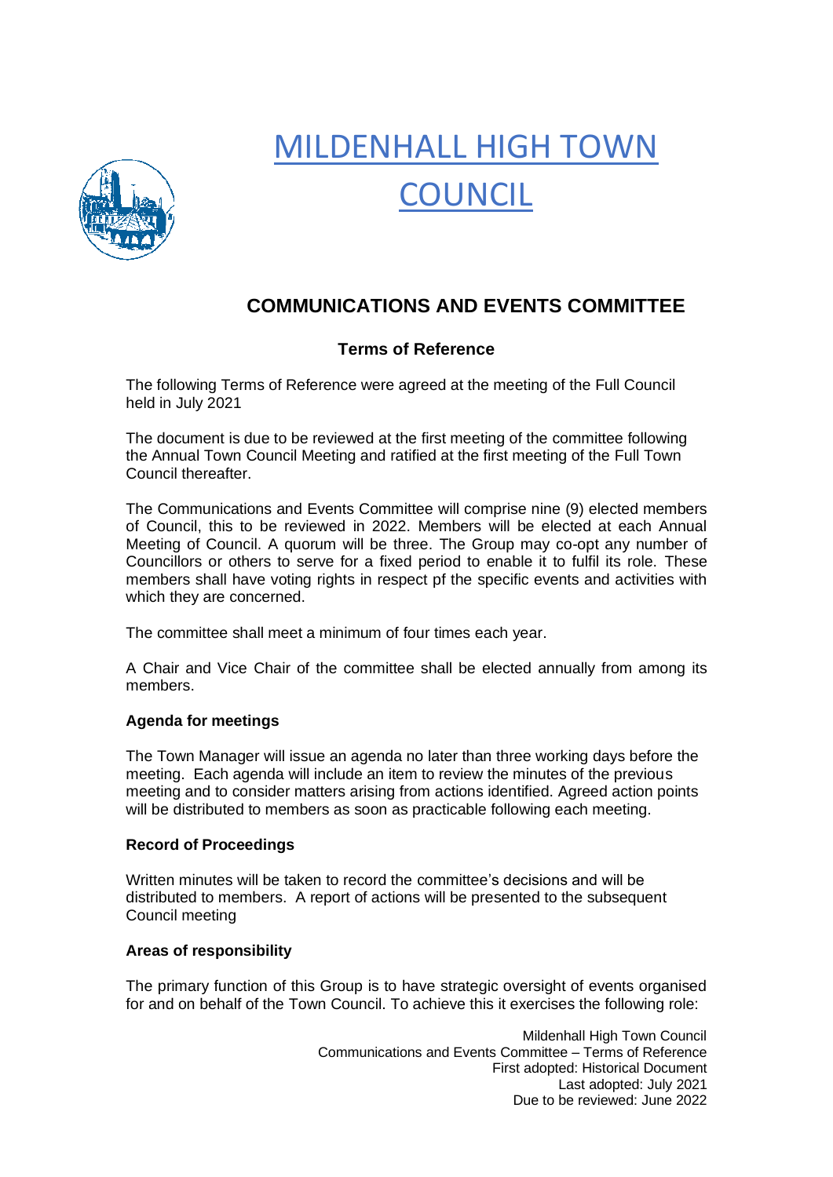// MILDENHALL HIGH TOWN COUNCIL

## COMMUNICATIONS AND EVENTS COMMITTEE

### Terms of Reference

The following Terms of Reference were agreed at the meeting of the Full Council held in July 2021

The document is due to be reviewed at the first meeting of the committee following the Annual Town Council Meeting and ratified at the first meeting of the Full Town Council thereafter.

The Communications and Events Committee will comprise nine (9) elected members of Council, this to be reviewed in 2022. Members will be elected at each Annual Meeting of Council. A quorum will be three. The Group may co-opt any number of Councillors or others to serve for a fixed period to enable it to fulfil its role. These members shall have voting rights in respect pf the specific events and activities with which they are concerned.

The committee shall meet a minimum of four times each year.

A Chair and Vice Chair of the committee shall be elected annually from among its members.

**Agenda for meetings**

The Town Manager will issue an agenda no later than three working days before the meeting. Each agenda will include an item to review the minutes of the previous meeting and to consider matters arising from actions identified. Agreed action points will be distributed to members as soon as practicable following each meeting.

**Record of Proceedings**

Written minutes will be taken to record the committee's decisions and will be distributed to members. A report of actions will be presented to the subsequent Council meeting

**Areas of responsibility**

The primary function of this Group is to have strategic oversight of events organised for and on behalf of the Town Council. To achieve this it exercises the following role: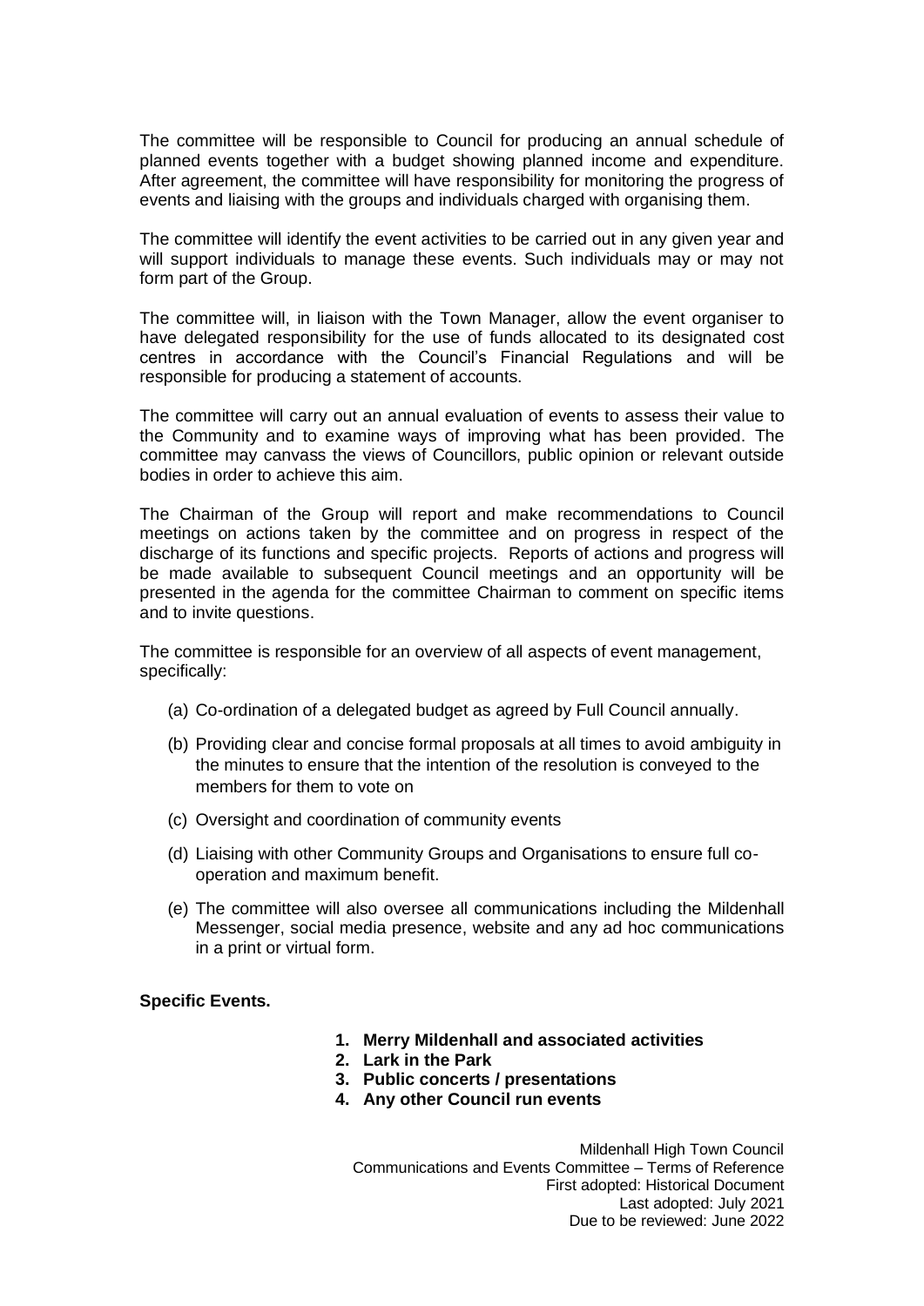The committee will be responsible to Council for producing an annual schedule of planned events together with a budget showing planned income and expenditure. After agreement, the committee will have responsibility for monitoring the progress of events and liaising with the groups and individuals charged with organising them.

The committee will identify the event activities to be carried out in any given year and will support individuals to manage these events. Such individuals may or may not form part of the Group.

The committee will, in liaison with the Town Manager, allow the event organiser to have delegated responsibility for the use of funds allocated to its designated cost centres in accordance with the Council's Financial Regulations and will be responsible for producing a statement of accounts.

The committee will carry out an annual evaluation of events to assess their value to the Community and to examine ways of improving what has been provided. The committee may canvass the views of Councillors, public opinion or relevant outside bodies in order to achieve this aim.

The Chairman of the Group will report and make recommendations to Council meetings on actions taken by the committee and on progress in respect of the discharge of its functions and specific projects. Reports of actions and progress will be made available to subsequent Council meetings and an opportunity will be presented in the agenda for the committee Chairman to comment on specific items and to invite questions.

The committee is responsible for an overview of all aspects of event management, specifically:

(a) Co-ordination of a delegated budget as agreed by Full Council annually.

(b) Providing clear and concise formal proposals at all times to avoid ambiguity in the minutes to ensure that the intention of the resolution is conveyed to the members for them to vote on

(c) Oversight and coordination of community events

(d) Liaising with other Community Groups and Organisations to ensure full co-operation and maximum benefit.

(e) The committee will also oversee all communications including the Mildenhall Messenger, social media presence, website and any ad hoc communications in a print or virtual form.

**Specific Events.**

1. **Merry Mildenhall and associated activities**
2. **Lark in the Park**
3. **Public concerts / presentations**
4. **Any other Council run events**

Mildenhall High Town Council
Communications and Events Committee – Terms of Reference
First adopted: Historical Document
Last adopted: July 2021
Due to be reviewed: June 2022